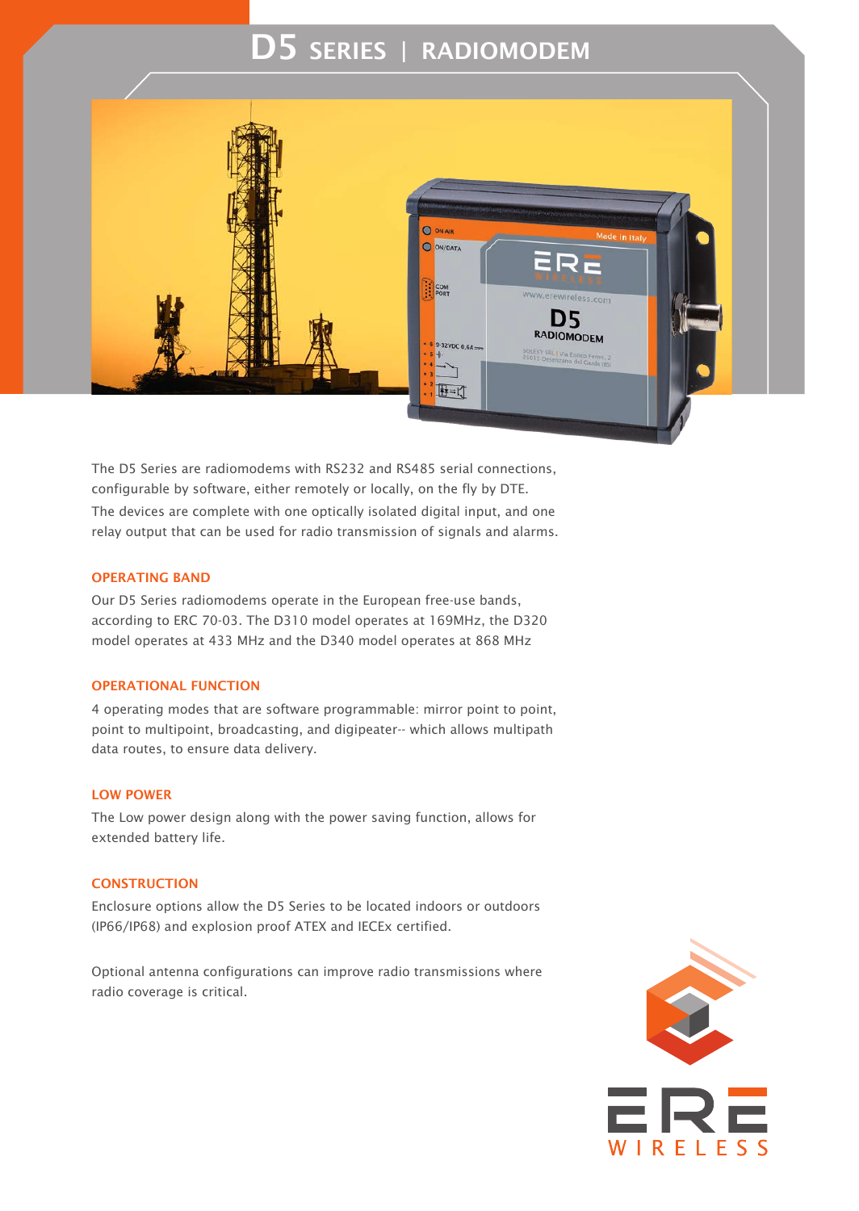# D5 SERIES | RADIOMODEM

The D5 Series are radiomodems with RS232 and RS485 serial connections, configurable by software, either remotely or locally, on the fly by DTE. The devices are complete with one optically isolated digital input, and one relay output that can be used for radio transmission of signals and alarms.

## OPERATING BAND

Our D5 Series radiomodems operate in the European free-use bands, according to ERC 70-03. The D310 model operates at 169MHz, the D320 model operates at 433 MHz and the D340 model operates at 868 MHz

## OPERATIONAL FUNCTION

4 operating modes that are software programmable: mirror point to point, point to multipoint, broadcasting, and digipeater-- which allows multipath data routes, to ensure data delivery.

## LOW POWER

The Low power design along with the power saving function, allows for extended battery life.

## CONSTRUCTION

Enclosure options allow the D5 Series to be located indoors or outdoors (IP66/IP68) and explosion proof ATEX and IECEx certified.

Optional antenna configurations can improve radio transmissions where radio coverage is critical.

ERE WIRELESS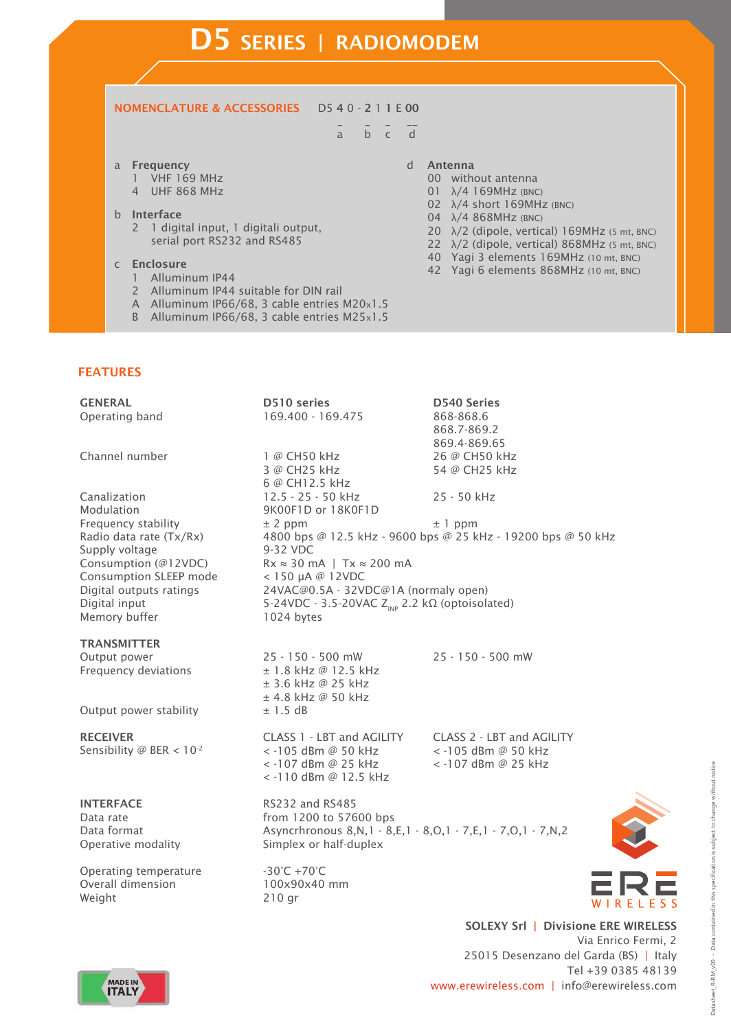# D5 SERIES | RADIOMODEM

## NOMENCLATURE & ACCESSORIES

D5 **4** 0 - **2** 1 **1** E **00**

a b c d

a **Frequency**
- 1 VHF 169 MHz
- 4 UHF 868 MHz

b **Interface**
- 2 1 digital input, 1 digitali output, serial port RS232 and RS485

c **Enclosure**
- 1 Alluminum IP44
- 2 Alluminum IP44 suitable for DIN rail
- A Alluminum IP66/68, 3 cable entries M20x1.5
- B Alluminum IP66/68, 3 cable entries M25x1.5

d **Antenna**
- 00 without antenna
- 01 λ/4 169MHz (BNC)
- 02 λ/4 short 169MHz (BNC)
- 04 λ/4 868MHz (BNC)
- 20 λ/2 (dipole, vertical) 169MHz (5 mt, BNC)
- 22 λ/2 (dipole, vertical) 868MHz (5 mt, BNC)
- 40 Yagi 3 elements 169MHz (10 mt, BNC)
- 42 Yagi 6 elements 868MHz (10 mt, BNC)

## FEATURES

| | | |
|---|---|---|
| **GENERAL** | **D510 series** | **D540 Series** |
| Operating band | 169.400 - 169.475 | 868-868.6<br>868.7-869.2<br>869.4-869.65 |
| Channel number | 1 @ CH50 kHz<br>3 @ CH25 kHz<br>6 @ CH12.5 kHz | 26 @ CH50 kHz<br>54 @ CH25 kHz |
| Canalization | 12.5 - 25 - 50 kHz | 25 - 50 kHz |
| Modulation | 9K00F1D or 18K0F1D | |
| Frequency stability | ± 2 ppm | ± 1 ppm |
| Radio data rate (Tx/Rx) | 4800 bps @ 12.5 kHz - 9600 bps @ 25 kHz - 19200 bps @ 50 kHz | |
| Supply voltage | 9-32 VDC | |
| Consumption (@12VDC) | Rx ≈ 30 mA \| Tx ≈ 200 mA | |
| Consumption SLEEP mode | < 150 µA @ 12VDC | |
| Digital outputs ratings | 24VAC@0.5A - 32VDC@1A (normaly open) | |
| Digital input | 5-24VDC - 3.5-20VAC $Z_{INP}$ 2.2 kΩ (optoisolated) | |
| Memory buffer | 1024 bytes | |
| **TRANSMITTER** | | |
| Output power | 25 - 150 - 500 mW | 25 - 150 - 500 mW |
| Frequency deviations | ± 1.8 kHz @ 12.5 kHz<br>± 3.6 kHz @ 25 kHz<br>± 4.8 kHz @ 50 kHz | |
| Output power stability | ± 1.5 dB | |
| **RECEIVER** | CLASS 1 - LBT and AGILITY | CLASS 2 - LBT and AGILITY |
| Sensibility @ BER < $10^{-2}$ | < -105 dBm @ 50 kHz<br>< -107 dBm @ 25 kHz<br>< -110 dBm @ 12.5 kHz | < -105 dBm @ 50 kHz<br>< -107 dBm @ 25 kHz |
| **INTERFACE** | RS232 and RS485 | |
| Data rate | from 1200 to 57600 bps | |
| Data format | Asyncrhronous 8,N,1 - 8,E,1 - 8,O,1 - 7,E,1 - 7,O,1 - 7,N,2 | |
| Operative modality | Simplex or half-duplex | |
| Operating temperature | -30°C +70°C | |
| Overall dimension | 100x90x40 mm | |
| Weight | 210 gr | |

ERE WIRELESS

**SOLEXY Srl | Divisione ERE WIRELESS**
Via Enrico Fermi, 2
25015 Desenzano del Garda (BS) | Italy
Tel +39 0385 48139
www.erewireless.com | info@erewireless.com

MADE IN ITALY

Datasheet_R-RM_v00 - Data contained in this specification is subject to change without notice